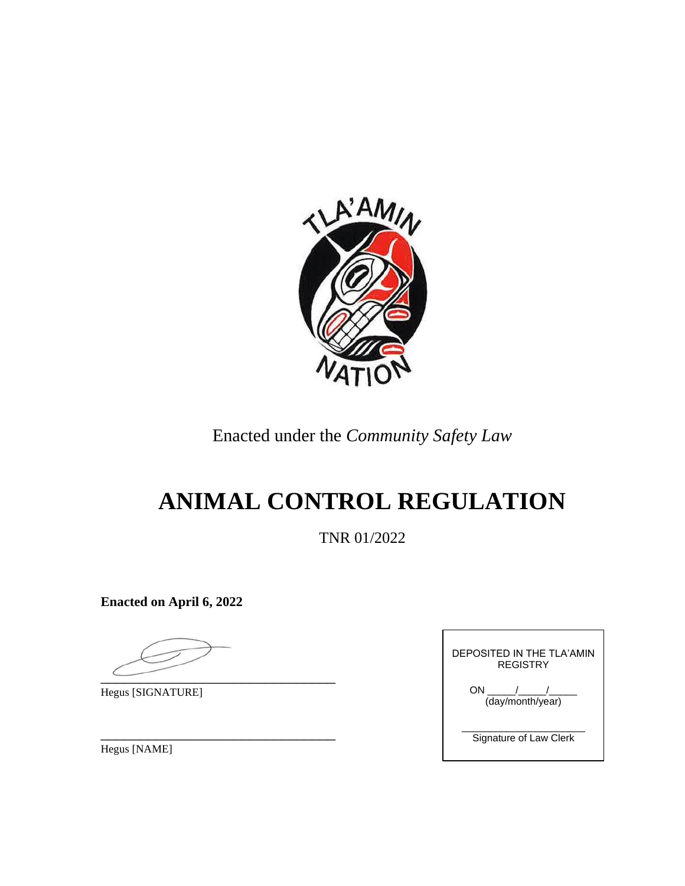TLA'AMIN NATION

Enacted under the *Community Safety Law*

# ANIMAL CONTROL REGULATION

TNR 01/2022

**Enacted on April 6, 2022**

\_\_\_\_\_\_\_\_\_\_\_\_\_\_\_\_\_\_\_\_\_\_\_\_\_\_\_\_\_\_\_\_\_\_\_\_\_\_\_

Hegus [SIGNATURE]

\_\_\_\_\_\_\_\_\_\_\_\_\_\_\_\_\_\_\_\_\_\_\_\_\_\_\_\_\_\_\_\_\_\_\_\_\_\_\_

Hegus [NAME]

DEPOSITED IN THE TLA'AMIN REGISTRY

ON \_\_\_\_\_/\_\_\_\_\_/\_\_\_\_\_
(day/month/year)

\_\_\_\_\_\_\_\_\_\_\_\_\_\_\_\_\_\_\_\_\_\_\_\_

Signature of Law Clerk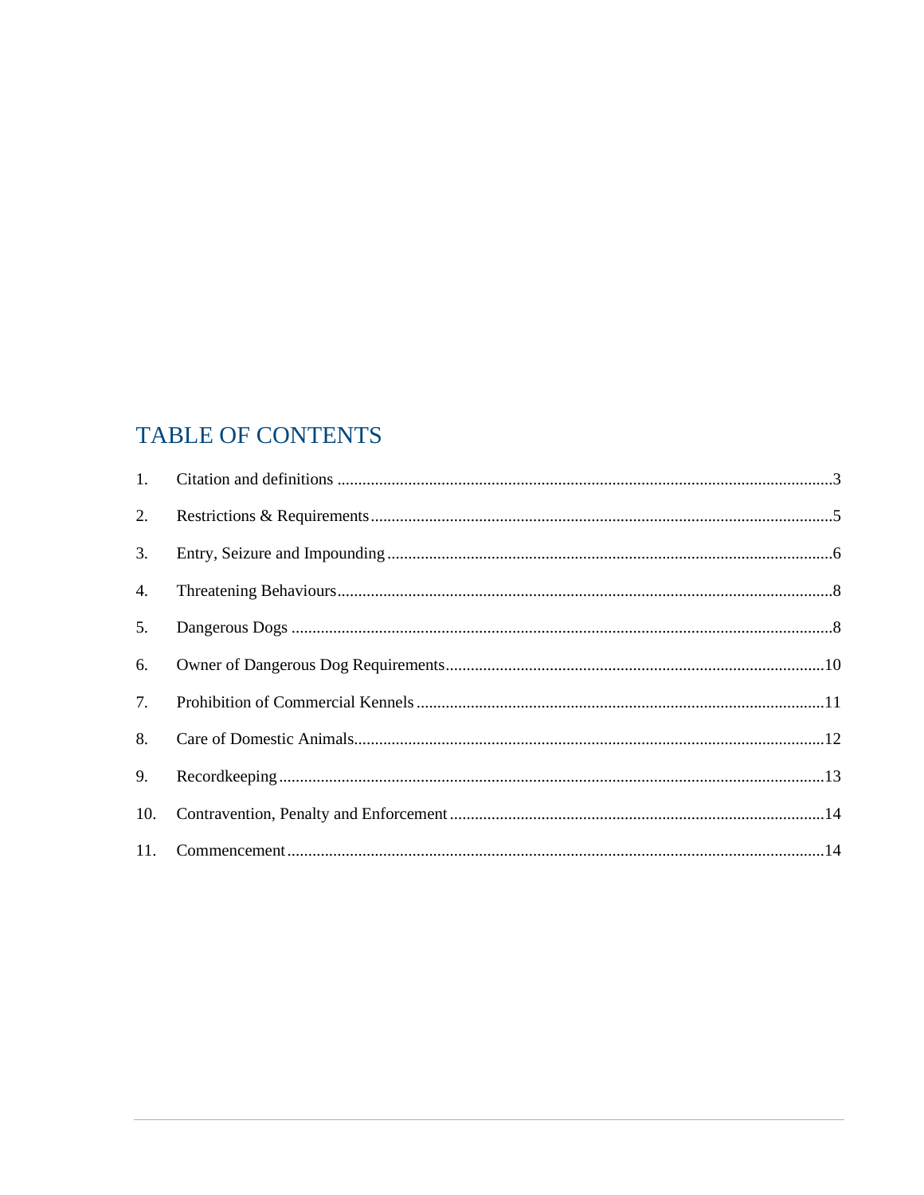## TABLE OF CONTENTS

1. Citation and definitions ...................................................................................................3
2. Restrictions & Requirements...........................................................................................5
3. Entry, Seizure and Impounding .......................................................................................6
4. Threatening Behaviours...................................................................................................8
5. Dangerous Dogs ..............................................................................................................8
6. Owner of Dangerous Dog Requirements........................................................................10
7. Prohibition of Commercial Kennels ...............................................................................11
8. Care of Domestic Animals..............................................................................................12
9. Recordkeeping ................................................................................................................13
10. Contravention, Penalty and Enforcement .......................................................................14
11. Commencement ..............................................................................................................14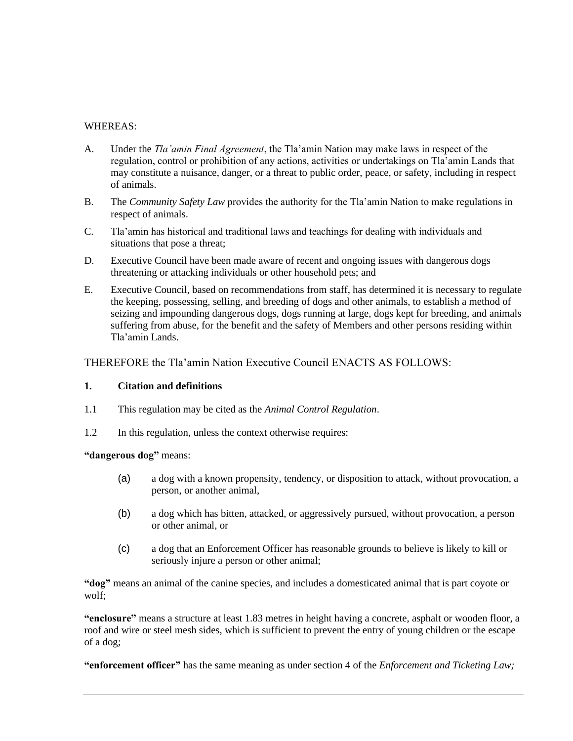WHEREAS:

A. Under the *Tla'amin Final Agreement*, the Tla'amin Nation may make laws in respect of the regulation, control or prohibition of any actions, activities or undertakings on Tla'amin Lands that may constitute a nuisance, danger, or a threat to public order, peace, or safety, including in respect of animals.

B. The *Community Safety Law* provides the authority for the Tla'amin Nation to make regulations in respect of animals.

C. Tla'amin has historical and traditional laws and teachings for dealing with individuals and situations that pose a threat;

D. Executive Council have been made aware of recent and ongoing issues with dangerous dogs threatening or attacking individuals or other household pets; and

E. Executive Council, based on recommendations from staff, has determined it is necessary to regulate the keeping, possessing, selling, and breeding of dogs and other animals, to establish a method of seizing and impounding dangerous dogs, dogs running at large, dogs kept for breeding, and animals suffering from abuse, for the benefit and the safety of Members and other persons residing within Tla'amin Lands.

THEREFORE the Tla'amin Nation Executive Council ENACTS AS FOLLOWS:

## 1. Citation and definitions

1.1 This regulation may be cited as the *Animal Control Regulation*.

1.2 In this regulation, unless the context otherwise requires:

**"dangerous dog"** means:

(a) a dog with a known propensity, tendency, or disposition to attack, without provocation, a person, or another animal,

(b) a dog which has bitten, attacked, or aggressively pursued, without provocation, a person or other animal, or

(c) a dog that an Enforcement Officer has reasonable grounds to believe is likely to kill or seriously injure a person or other animal;

**"dog"** means an animal of the canine species, and includes a domesticated animal that is part coyote or wolf;

**"enclosure"** means a structure at least 1.83 metres in height having a concrete, asphalt or wooden floor, a roof and wire or steel mesh sides, which is sufficient to prevent the entry of young children or the escape of a dog;

**"enforcement officer"** has the same meaning as under section 4 of the *Enforcement and Ticketing Law;*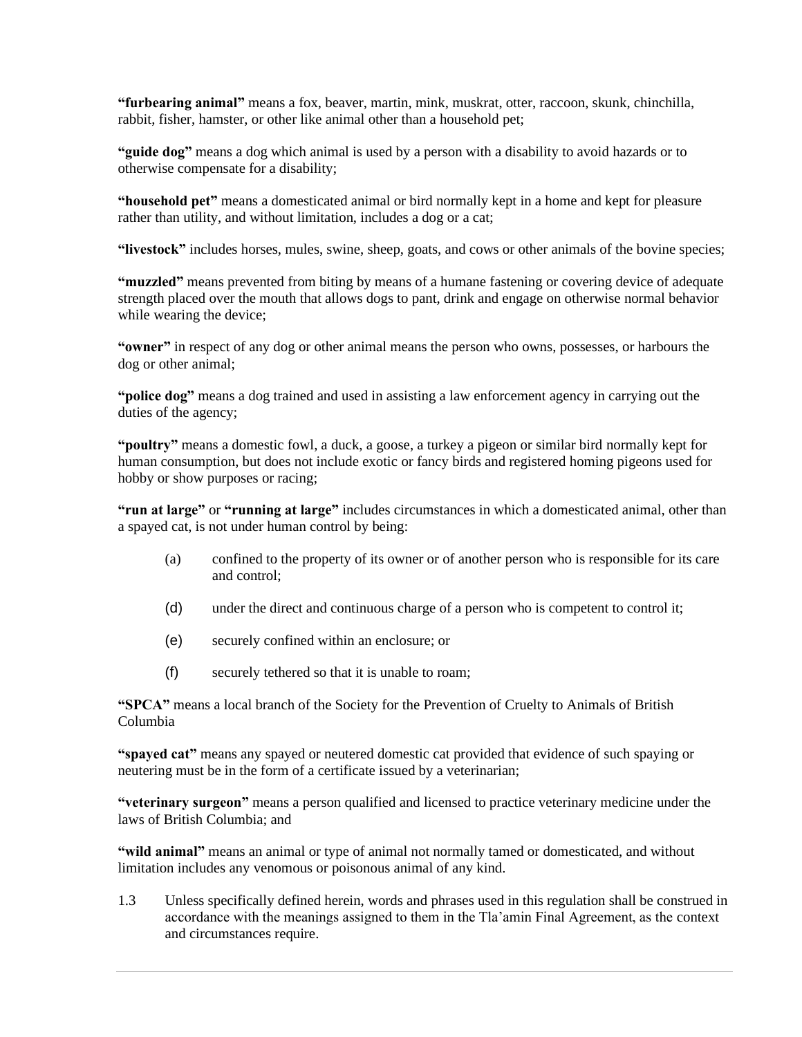**"furbearing animal"** means a fox, beaver, martin, mink, muskrat, otter, raccoon, skunk, chinchilla, rabbit, fisher, hamster, or other like animal other than a household pet;

**"guide dog"** means a dog which animal is used by a person with a disability to avoid hazards or to otherwise compensate for a disability;

**"household pet"** means a domesticated animal or bird normally kept in a home and kept for pleasure rather than utility, and without limitation, includes a dog or a cat;

**"livestock"** includes horses, mules, swine, sheep, goats, and cows or other animals of the bovine species;

**"muzzled"** means prevented from biting by means of a humane fastening or covering device of adequate strength placed over the mouth that allows dogs to pant, drink and engage on otherwise normal behavior while wearing the device;

**"owner"** in respect of any dog or other animal means the person who owns, possesses, or harbours the dog or other animal;

**"police dog"** means a dog trained and used in assisting a law enforcement agency in carrying out the duties of the agency;

**"poultry"** means a domestic fowl, a duck, a goose, a turkey a pigeon or similar bird normally kept for human consumption, but does not include exotic or fancy birds and registered homing pigeons used for hobby or show purposes or racing;

**"run at large"** or **"running at large"** includes circumstances in which a domesticated animal, other than a spayed cat, is not under human control by being:

(a) confined to the property of its owner or of another person who is responsible for its care and control;

(d) under the direct and continuous charge of a person who is competent to control it;

(e) securely confined within an enclosure; or

(f) securely tethered so that it is unable to roam;

**"SPCA"** means a local branch of the Society for the Prevention of Cruelty to Animals of British Columbia

**"spayed cat"** means any spayed or neutered domestic cat provided that evidence of such spaying or neutering must be in the form of a certificate issued by a veterinarian;

**"veterinary surgeon"** means a person qualified and licensed to practice veterinary medicine under the laws of British Columbia; and

**"wild animal"** means an animal or type of animal not normally tamed or domesticated, and without limitation includes any venomous or poisonous animal of any kind.

1.3 Unless specifically defined herein, words and phrases used in this regulation shall be construed in accordance with the meanings assigned to them in the Tla'amin Final Agreement, as the context and circumstances require.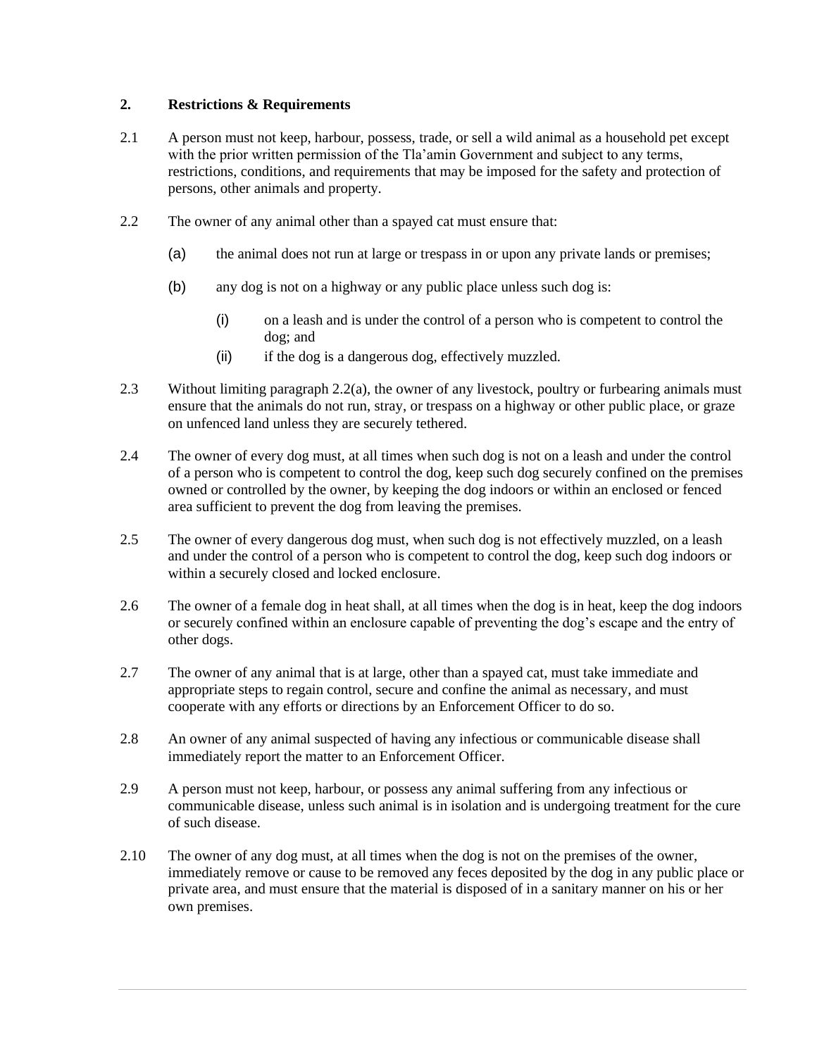## 2. Restrictions & Requirements

2.1 A person must not keep, harbour, possess, trade, or sell a wild animal as a household pet except with the prior written permission of the Tla'amin Government and subject to any terms, restrictions, conditions, and requirements that may be imposed for the safety and protection of persons, other animals and property.

2.2 The owner of any animal other than a spayed cat must ensure that:

(a) the animal does not run at large or trespass in or upon any private lands or premises;

(b) any dog is not on a highway or any public place unless such dog is:

(i) on a leash and is under the control of a person who is competent to control the dog; and

(ii) if the dog is a dangerous dog, effectively muzzled.

2.3 Without limiting paragraph 2.2(a), the owner of any livestock, poultry or furbearing animals must ensure that the animals do not run, stray, or trespass on a highway or other public place, or graze on unfenced land unless they are securely tethered.

2.4 The owner of every dog must, at all times when such dog is not on a leash and under the control of a person who is competent to control the dog, keep such dog securely confined on the premises owned or controlled by the owner, by keeping the dog indoors or within an enclosed or fenced area sufficient to prevent the dog from leaving the premises.

2.5 The owner of every dangerous dog must, when such dog is not effectively muzzled, on a leash and under the control of a person who is competent to control the dog, keep such dog indoors or within a securely closed and locked enclosure.

2.6 The owner of a female dog in heat shall, at all times when the dog is in heat, keep the dog indoors or securely confined within an enclosure capable of preventing the dog's escape and the entry of other dogs.

2.7 The owner of any animal that is at large, other than a spayed cat, must take immediate and appropriate steps to regain control, secure and confine the animal as necessary, and must cooperate with any efforts or directions by an Enforcement Officer to do so.

2.8 An owner of any animal suspected of having any infectious or communicable disease shall immediately report the matter to an Enforcement Officer.

2.9 A person must not keep, harbour, or possess any animal suffering from any infectious or communicable disease, unless such animal is in isolation and is undergoing treatment for the cure of such disease.

2.10 The owner of any dog must, at all times when the dog is not on the premises of the owner, immediately remove or cause to be removed any feces deposited by the dog in any public place or private area, and must ensure that the material is disposed of in a sanitary manner on his or her own premises.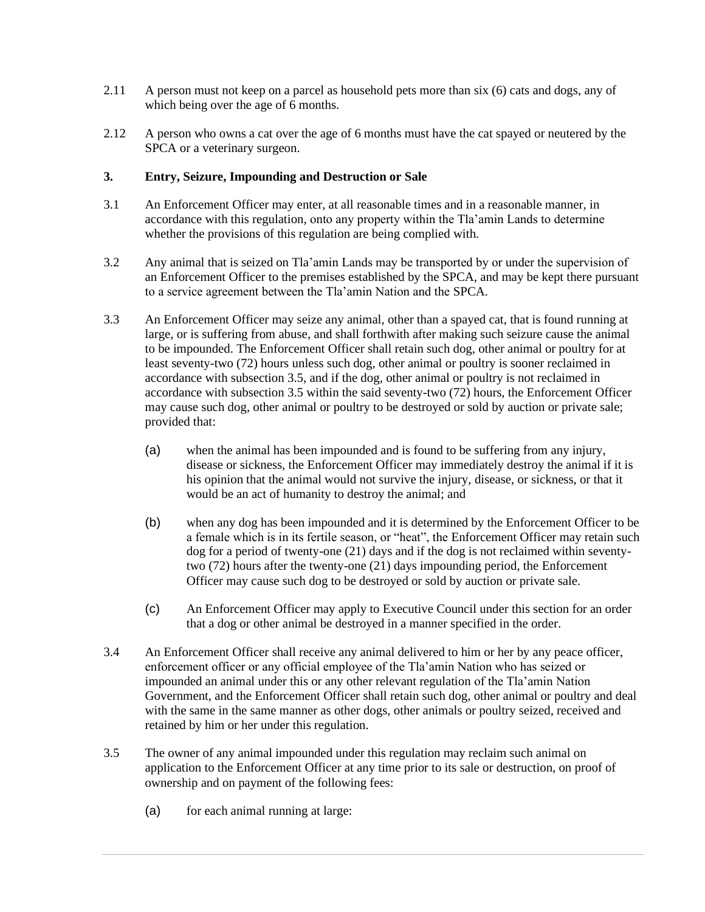2.11 A person must not keep on a parcel as household pets more than six (6) cats and dogs, any of which being over the age of 6 months.

2.12 A person who owns a cat over the age of 6 months must have the cat spayed or neutered by the SPCA or a veterinary surgeon.

### 3. Entry, Seizure, Impounding and Destruction or Sale

3.1 An Enforcement Officer may enter, at all reasonable times and in a reasonable manner, in accordance with this regulation, onto any property within the Tla'amin Lands to determine whether the provisions of this regulation are being complied with.

3.2 Any animal that is seized on Tla'amin Lands may be transported by or under the supervision of an Enforcement Officer to the premises established by the SPCA, and may be kept there pursuant to a service agreement between the Tla'amin Nation and the SPCA.

3.3 An Enforcement Officer may seize any animal, other than a spayed cat, that is found running at large, or is suffering from abuse, and shall forthwith after making such seizure cause the animal to be impounded. The Enforcement Officer shall retain such dog, other animal or poultry for at least seventy-two (72) hours unless such dog, other animal or poultry is sooner reclaimed in accordance with subsection 3.5, and if the dog, other animal or poultry is not reclaimed in accordance with subsection 3.5 within the said seventy-two (72) hours, the Enforcement Officer may cause such dog, other animal or poultry to be destroyed or sold by auction or private sale; provided that:

(a) when the animal has been impounded and is found to be suffering from any injury, disease or sickness, the Enforcement Officer may immediately destroy the animal if it is his opinion that the animal would not survive the injury, disease, or sickness, or that it would be an act of humanity to destroy the animal; and

(b) when any dog has been impounded and it is determined by the Enforcement Officer to be a female which is in its fertile season, or "heat", the Enforcement Officer may retain such dog for a period of twenty-one (21) days and if the dog is not reclaimed within seventy-two (72) hours after the twenty-one (21) days impounding period, the Enforcement Officer may cause such dog to be destroyed or sold by auction or private sale.

(c) An Enforcement Officer may apply to Executive Council under this section for an order that a dog or other animal be destroyed in a manner specified in the order.

3.4 An Enforcement Officer shall receive any animal delivered to him or her by any peace officer, enforcement officer or any official employee of the Tla'amin Nation who has seized or impounded an animal under this or any other relevant regulation of the Tla'amin Nation Government, and the Enforcement Officer shall retain such dog, other animal or poultry and deal with the same in the same manner as other dogs, other animals or poultry seized, received and retained by him or her under this regulation.

3.5 The owner of any animal impounded under this regulation may reclaim such animal on application to the Enforcement Officer at any time prior to its sale or destruction, on proof of ownership and on payment of the following fees:

(a) for each animal running at large: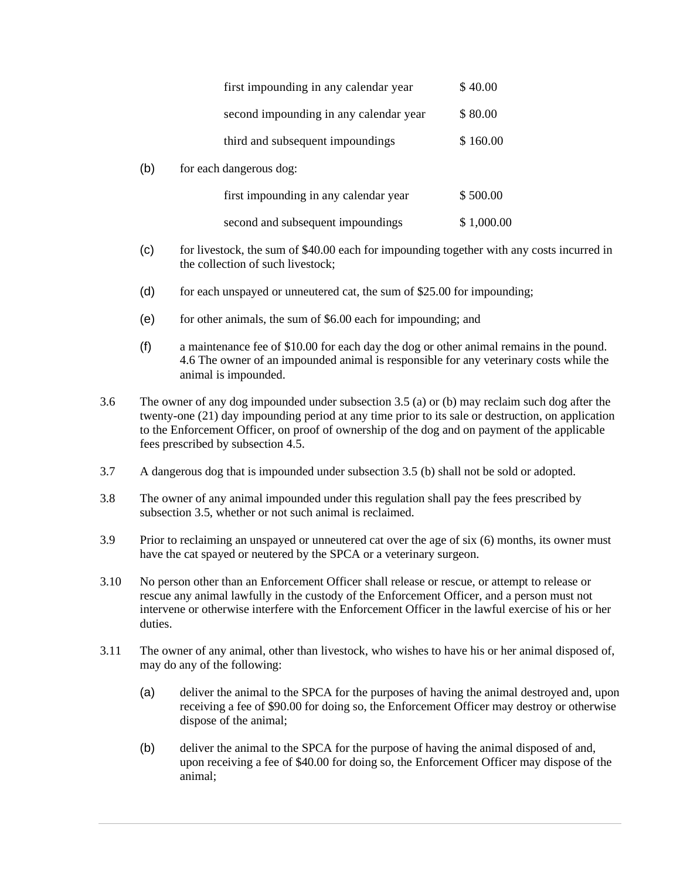| | |
|---|---|
| first impounding in any calendar year | $ 40.00 |
| second impounding in any calendar year | $ 80.00 |
| third and subsequent impoundings | $ 160.00 |

(b) for each dangerous dog:

| | |
|---|---|
| first impounding in any calendar year | $ 500.00 |
| second and subsequent impoundings | $ 1,000.00 |

(c) for livestock, the sum of $40.00 each for impounding together with any costs incurred in the collection of such livestock;

(d) for each unspayed or unneutered cat, the sum of $25.00 for impounding;

(e) for other animals, the sum of $6.00 each for impounding; and

(f) a maintenance fee of $10.00 for each day the dog or other animal remains in the pound. 4.6 The owner of an impounded animal is responsible for any veterinary costs while the animal is impounded.

3.6 The owner of any dog impounded under subsection 3.5 (a) or (b) may reclaim such dog after the twenty-one (21) day impounding period at any time prior to its sale or destruction, on application to the Enforcement Officer, on proof of ownership of the dog and on payment of the applicable fees prescribed by subsection 4.5.

3.7 A dangerous dog that is impounded under subsection 3.5 (b) shall not be sold or adopted.

3.8 The owner of any animal impounded under this regulation shall pay the fees prescribed by subsection 3.5, whether or not such animal is reclaimed.

3.9 Prior to reclaiming an unspayed or unneutered cat over the age of six (6) months, its owner must have the cat spayed or neutered by the SPCA or a veterinary surgeon.

3.10 No person other than an Enforcement Officer shall release or rescue, or attempt to release or rescue any animal lawfully in the custody of the Enforcement Officer, and a person must not intervene or otherwise interfere with the Enforcement Officer in the lawful exercise of his or her duties.

3.11 The owner of any animal, other than livestock, who wishes to have his or her animal disposed of, may do any of the following:

(a) deliver the animal to the SPCA for the purposes of having the animal destroyed and, upon receiving a fee of $90.00 for doing so, the Enforcement Officer may destroy or otherwise dispose of the animal;

(b) deliver the animal to the SPCA for the purpose of having the animal disposed of and, upon receiving a fee of $40.00 for doing so, the Enforcement Officer may dispose of the animal;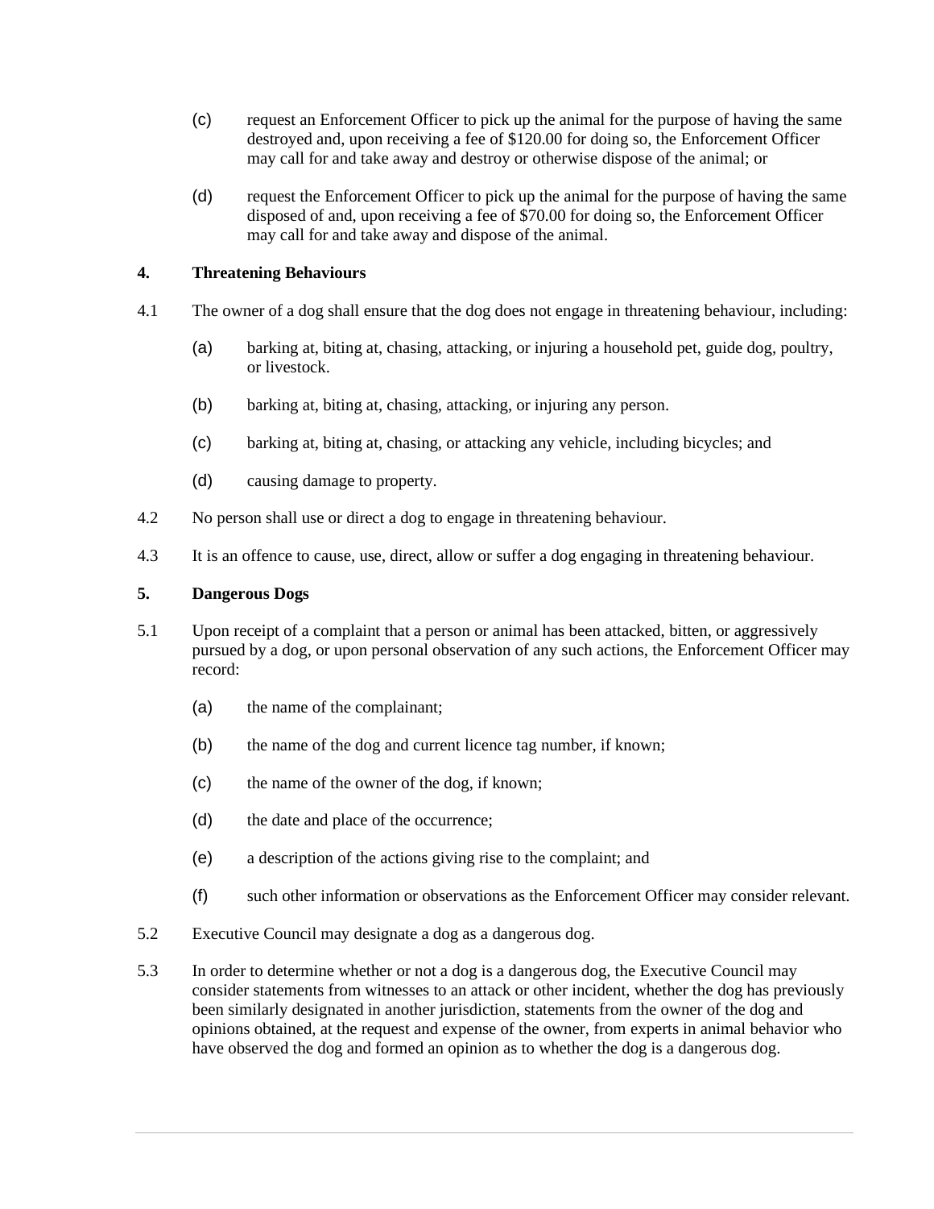(c) request an Enforcement Officer to pick up the animal for the purpose of having the same destroyed and, upon receiving a fee of $120.00 for doing so, the Enforcement Officer may call for and take away and destroy or otherwise dispose of the animal; or

(d) request the Enforcement Officer to pick up the animal for the purpose of having the same disposed of and, upon receiving a fee of $70.00 for doing so, the Enforcement Officer may call for and take away and dispose of the animal.

**4. Threatening Behaviours**

4.1 The owner of a dog shall ensure that the dog does not engage in threatening behaviour, including:

(a) barking at, biting at, chasing, attacking, or injuring a household pet, guide dog, poultry, or livestock.

(b) barking at, biting at, chasing, attacking, or injuring any person.

(c) barking at, biting at, chasing, or attacking any vehicle, including bicycles; and

(d) causing damage to property.

4.2 No person shall use or direct a dog to engage in threatening behaviour.

4.3 It is an offence to cause, use, direct, allow or suffer a dog engaging in threatening behaviour.

**5. Dangerous Dogs**

5.1 Upon receipt of a complaint that a person or animal has been attacked, bitten, or aggressively pursued by a dog, or upon personal observation of any such actions, the Enforcement Officer may record:

(a) the name of the complainant;

(b) the name of the dog and current licence tag number, if known;

(c) the name of the owner of the dog, if known;

(d) the date and place of the occurrence;

(e) a description of the actions giving rise to the complaint; and

(f) such other information or observations as the Enforcement Officer may consider relevant.

5.2 Executive Council may designate a dog as a dangerous dog.

5.3 In order to determine whether or not a dog is a dangerous dog, the Executive Council may consider statements from witnesses to an attack or other incident, whether the dog has previously been similarly designated in another jurisdiction, statements from the owner of the dog and opinions obtained, at the request and expense of the owner, from experts in animal behavior who have observed the dog and formed an opinion as to whether the dog is a dangerous dog.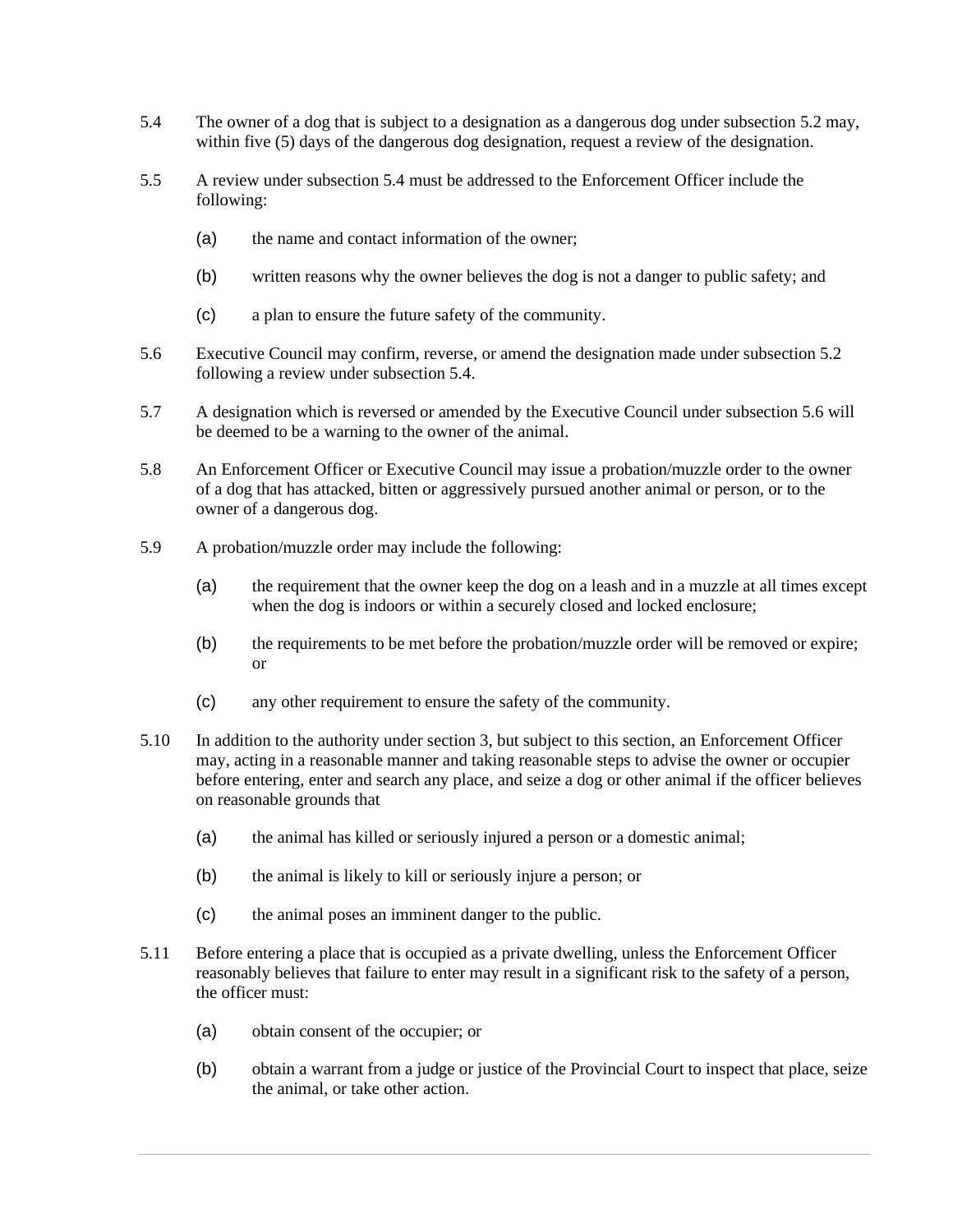5.4 The owner of a dog that is subject to a designation as a dangerous dog under subsection 5.2 may, within five (5) days of the dangerous dog designation, request a review of the designation.

5.5 A review under subsection 5.4 must be addressed to the Enforcement Officer include the following:

(a) the name and contact information of the owner;

(b) written reasons why the owner believes the dog is not a danger to public safety; and

(c) a plan to ensure the future safety of the community.

5.6 Executive Council may confirm, reverse, or amend the designation made under subsection 5.2 following a review under subsection 5.4.

5.7 A designation which is reversed or amended by the Executive Council under subsection 5.6 will be deemed to be a warning to the owner of the animal.

5.8 An Enforcement Officer or Executive Council may issue a probation/muzzle order to the owner of a dog that has attacked, bitten or aggressively pursued another animal or person, or to the owner of a dangerous dog.

5.9 A probation/muzzle order may include the following:

(a) the requirement that the owner keep the dog on a leash and in a muzzle at all times except when the dog is indoors or within a securely closed and locked enclosure;

(b) the requirements to be met before the probation/muzzle order will be removed or expire; or

(c) any other requirement to ensure the safety of the community.

5.10 In addition to the authority under section 3, but subject to this section, an Enforcement Officer may, acting in a reasonable manner and taking reasonable steps to advise the owner or occupier before entering, enter and search any place, and seize a dog or other animal if the officer believes on reasonable grounds that

(a) the animal has killed or seriously injured a person or a domestic animal;

(b) the animal is likely to kill or seriously injure a person; or

(c) the animal poses an imminent danger to the public.

5.11 Before entering a place that is occupied as a private dwelling, unless the Enforcement Officer reasonably believes that failure to enter may result in a significant risk to the safety of a person, the officer must:

(a) obtain consent of the occupier; or

(b) obtain a warrant from a judge or justice of the Provincial Court to inspect that place, seize the animal, or take other action.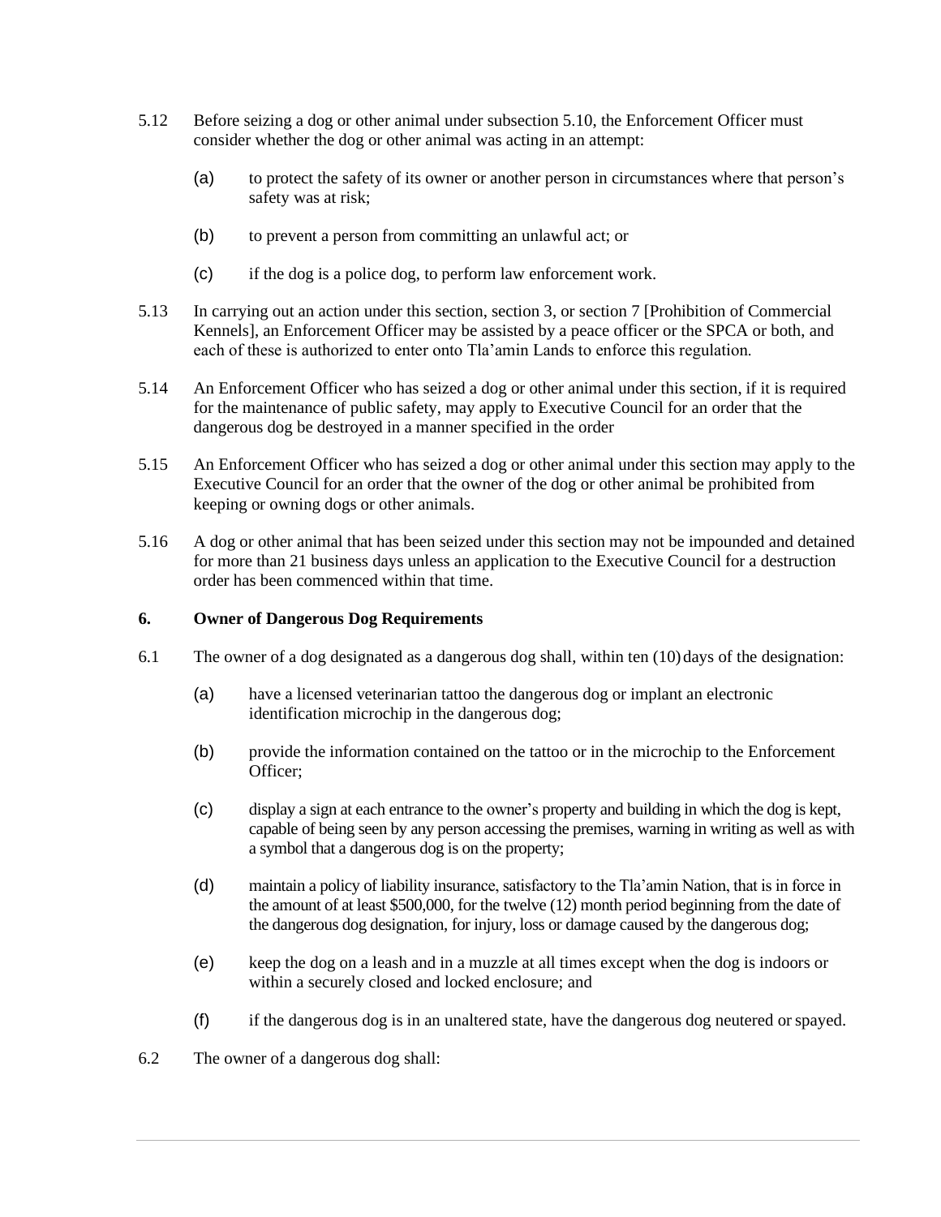5.12 Before seizing a dog or other animal under subsection 5.10, the Enforcement Officer must consider whether the dog or other animal was acting in an attempt:

(a) to protect the safety of its owner or another person in circumstances where that person's safety was at risk;

(b) to prevent a person from committing an unlawful act; or

(c) if the dog is a police dog, to perform law enforcement work.

5.13 In carrying out an action under this section, section 3, or section 7 [Prohibition of Commercial Kennels], an Enforcement Officer may be assisted by a peace officer or the SPCA or both, and each of these is authorized to enter onto Tla'amin Lands to enforce this regulation.

5.14 An Enforcement Officer who has seized a dog or other animal under this section, if it is required for the maintenance of public safety, may apply to Executive Council for an order that the dangerous dog be destroyed in a manner specified in the order

5.15 An Enforcement Officer who has seized a dog or other animal under this section may apply to the Executive Council for an order that the owner of the dog or other animal be prohibited from keeping or owning dogs or other animals.

5.16 A dog or other animal that has been seized under this section may not be impounded and detained for more than 21 business days unless an application to the Executive Council for a destruction order has been commenced within that time.

**6. Owner of Dangerous Dog Requirements**

6.1 The owner of a dog designated as a dangerous dog shall, within ten (10) days of the designation:

(a) have a licensed veterinarian tattoo the dangerous dog or implant an electronic identification microchip in the dangerous dog;

(b) provide the information contained on the tattoo or in the microchip to the Enforcement Officer;

(c) display a sign at each entrance to the owner's property and building in which the dog is kept, capable of being seen by any person accessing the premises, warning in writing as well as with a symbol that a dangerous dog is on the property;

(d) maintain a policy of liability insurance, satisfactory to the Tla'amin Nation, that is in force in the amount of at least $500,000, for the twelve (12) month period beginning from the date of the dangerous dog designation, for injury, loss or damage caused by the dangerous dog;

(e) keep the dog on a leash and in a muzzle at all times except when the dog is indoors or within a securely closed and locked enclosure; and

(f) if the dangerous dog is in an unaltered state, have the dangerous dog neutered or spayed.

6.2 The owner of a dangerous dog shall: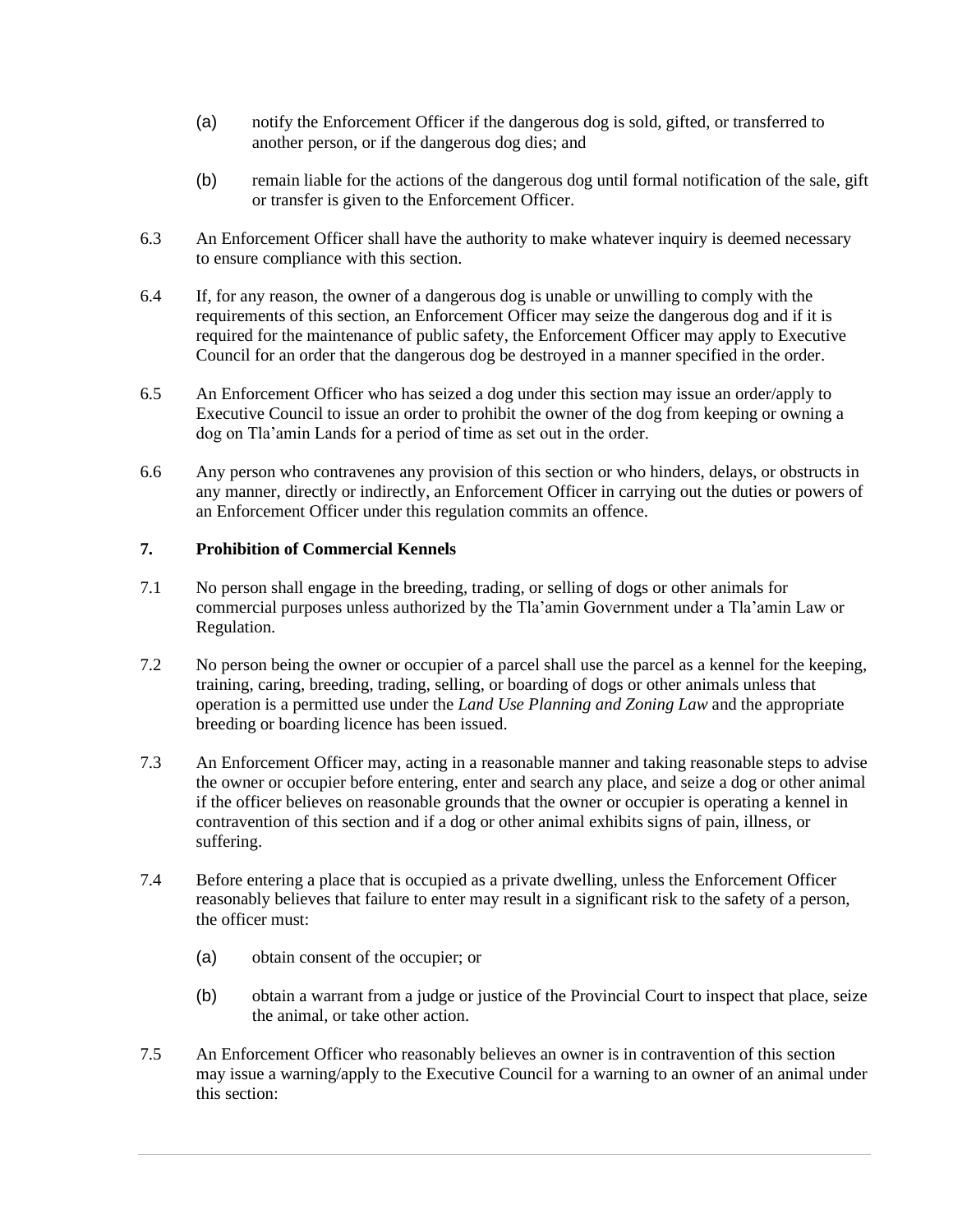(a) notify the Enforcement Officer if the dangerous dog is sold, gifted, or transferred to another person, or if the dangerous dog dies; and

(b) remain liable for the actions of the dangerous dog until formal notification of the sale, gift or transfer is given to the Enforcement Officer.

6.3 An Enforcement Officer shall have the authority to make whatever inquiry is deemed necessary to ensure compliance with this section.

6.4 If, for any reason, the owner of a dangerous dog is unable or unwilling to comply with the requirements of this section, an Enforcement Officer may seize the dangerous dog and if it is required for the maintenance of public safety, the Enforcement Officer may apply to Executive Council for an order that the dangerous dog be destroyed in a manner specified in the order.

6.5 An Enforcement Officer who has seized a dog under this section may issue an order/apply to Executive Council to issue an order to prohibit the owner of the dog from keeping or owning a dog on Tla'amin Lands for a period of time as set out in the order.

6.6 Any person who contravenes any provision of this section or who hinders, delays, or obstructs in any manner, directly or indirectly, an Enforcement Officer in carrying out the duties or powers of an Enforcement Officer under this regulation commits an offence.

## 7. Prohibition of Commercial Kennels

7.1 No person shall engage in the breeding, trading, or selling of dogs or other animals for commercial purposes unless authorized by the Tla'amin Government under a Tla'amin Law or Regulation.

7.2 No person being the owner or occupier of a parcel shall use the parcel as a kennel for the keeping, training, caring, breeding, trading, selling, or boarding of dogs or other animals unless that operation is a permitted use under the *Land Use Planning and Zoning Law* and the appropriate breeding or boarding licence has been issued.

7.3 An Enforcement Officer may, acting in a reasonable manner and taking reasonable steps to advise the owner or occupier before entering, enter and search any place, and seize a dog or other animal if the officer believes on reasonable grounds that the owner or occupier is operating a kennel in contravention of this section and if a dog or other animal exhibits signs of pain, illness, or suffering.

7.4 Before entering a place that is occupied as a private dwelling, unless the Enforcement Officer reasonably believes that failure to enter may result in a significant risk to the safety of a person, the officer must:

(a) obtain consent of the occupier; or

(b) obtain a warrant from a judge or justice of the Provincial Court to inspect that place, seize the animal, or take other action.

7.5 An Enforcement Officer who reasonably believes an owner is in contravention of this section may issue a warning/apply to the Executive Council for a warning to an owner of an animal under this section: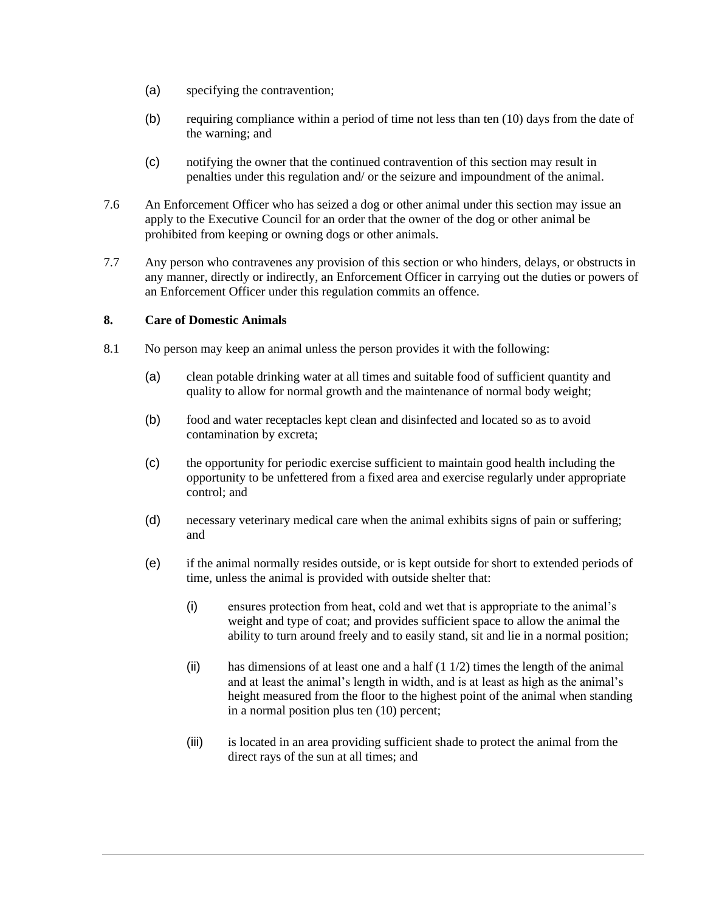(a) specifying the contravention;

(b) requiring compliance within a period of time not less than ten (10) days from the date of the warning; and

(c) notifying the owner that the continued contravention of this section may result in penalties under this regulation and/ or the seizure and impoundment of the animal.

7.6 An Enforcement Officer who has seized a dog or other animal under this section may issue an apply to the Executive Council for an order that the owner of the dog or other animal be prohibited from keeping or owning dogs or other animals.

7.7 Any person who contravenes any provision of this section or who hinders, delays, or obstructs in any manner, directly or indirectly, an Enforcement Officer in carrying out the duties or powers of an Enforcement Officer under this regulation commits an offence.

**8. Care of Domestic Animals**

8.1 No person may keep an animal unless the person provides it with the following:

(a) clean potable drinking water at all times and suitable food of sufficient quantity and quality to allow for normal growth and the maintenance of normal body weight;

(b) food and water receptacles kept clean and disinfected and located so as to avoid contamination by excreta;

(c) the opportunity for periodic exercise sufficient to maintain good health including the opportunity to be unfettered from a fixed area and exercise regularly under appropriate control; and

(d) necessary veterinary medical care when the animal exhibits signs of pain or suffering; and

(e) if the animal normally resides outside, or is kept outside for short to extended periods of time, unless the animal is provided with outside shelter that:

(i) ensures protection from heat, cold and wet that is appropriate to the animal's weight and type of coat; and provides sufficient space to allow the animal the ability to turn around freely and to easily stand, sit and lie in a normal position;

(ii) has dimensions of at least one and a half (1 1/2) times the length of the animal and at least the animal's length in width, and is at least as high as the animal's height measured from the floor to the highest point of the animal when standing in a normal position plus ten (10) percent;

(iii) is located in an area providing sufficient shade to protect the animal from the direct rays of the sun at all times; and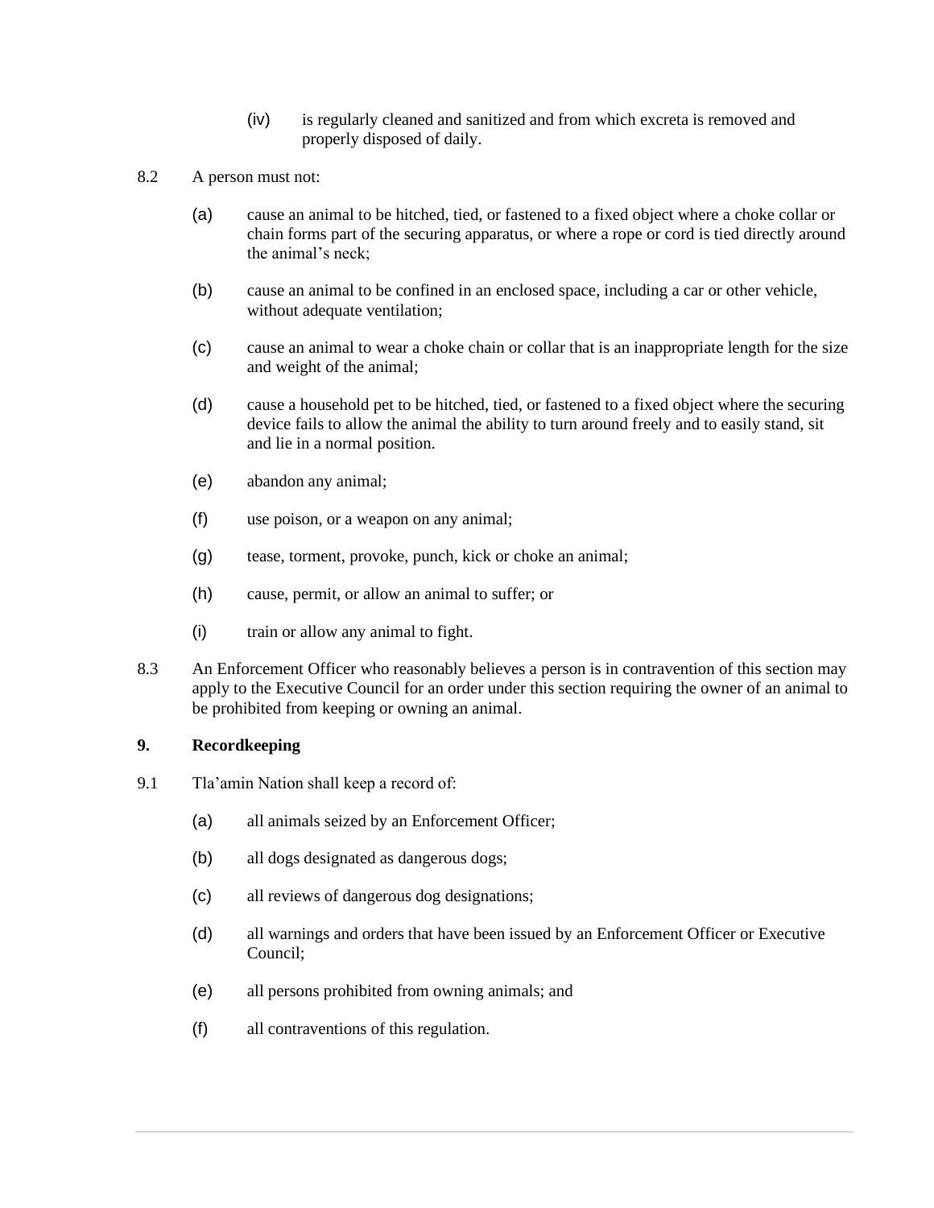(iv) is regularly cleaned and sanitized and from which excreta is removed and properly disposed of daily.

8.2 A person must not:

(a) cause an animal to be hitched, tied, or fastened to a fixed object where a choke collar or chain forms part of the securing apparatus, or where a rope or cord is tied directly around the animal's neck;

(b) cause an animal to be confined in an enclosed space, including a car or other vehicle, without adequate ventilation;

(c) cause an animal to wear a choke chain or collar that is an inappropriate length for the size and weight of the animal;

(d) cause a household pet to be hitched, tied, or fastened to a fixed object where the securing device fails to allow the animal the ability to turn around freely and to easily stand, sit and lie in a normal position.

(e) abandon any animal;

(f) use poison, or a weapon on any animal;

(g) tease, torment, provoke, punch, kick or choke an animal;

(h) cause, permit, or allow an animal to suffer; or

(i) train or allow any animal to fight.

8.3 An Enforcement Officer who reasonably believes a person is in contravention of this section may apply to the Executive Council for an order under this section requiring the owner of an animal to be prohibited from keeping or owning an animal.

**9. Recordkeeping**

9.1 Tla'amin Nation shall keep a record of:

(a) all animals seized by an Enforcement Officer;

(b) all dogs designated as dangerous dogs;

(c) all reviews of dangerous dog designations;

(d) all warnings and orders that have been issued by an Enforcement Officer or Executive Council;

(e) all persons prohibited from owning animals; and

(f) all contraventions of this regulation.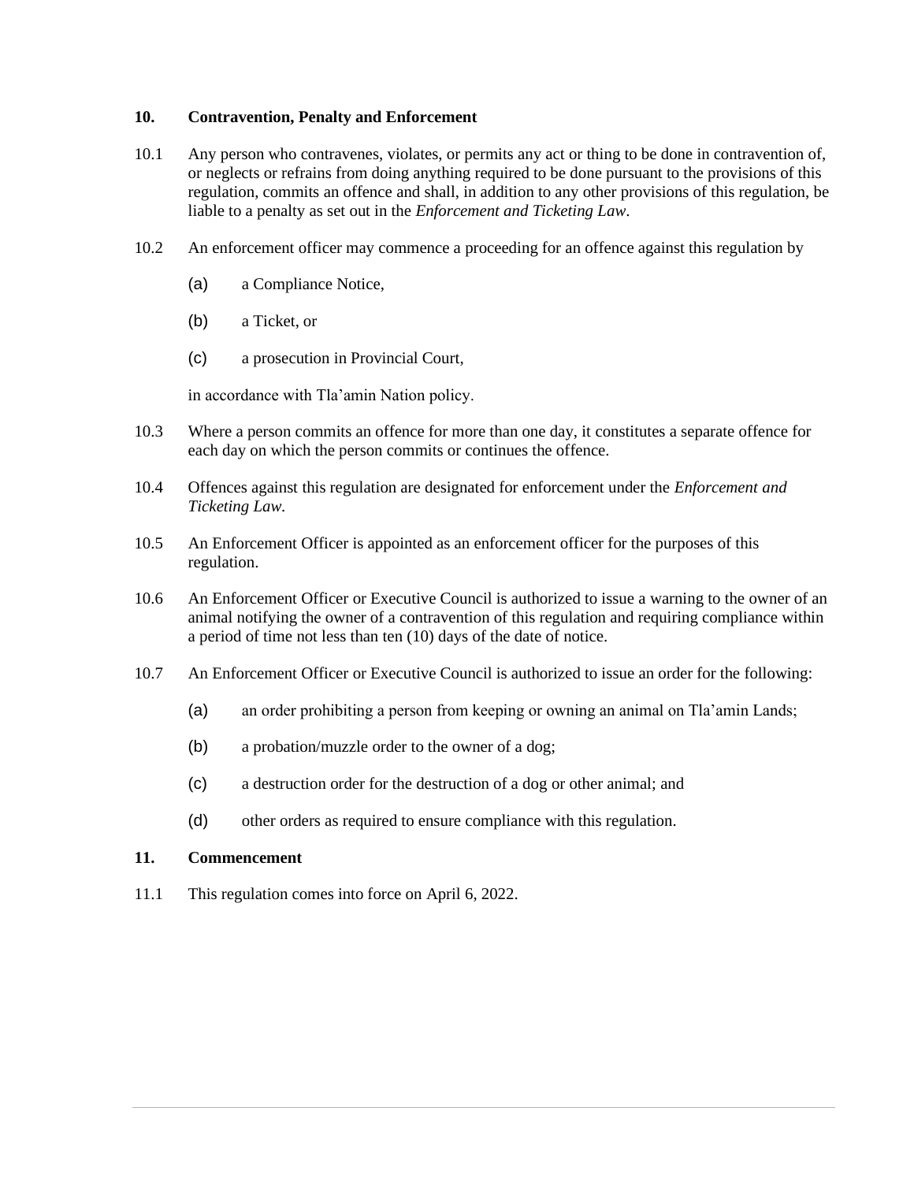## 10. Contravention, Penalty and Enforcement

10.1 Any person who contravenes, violates, or permits any act or thing to be done in contravention of, or neglects or refrains from doing anything required to be done pursuant to the provisions of this regulation, commits an offence and shall, in addition to any other provisions of this regulation, be liable to a penalty as set out in the *Enforcement and Ticketing Law*.

10.2 An enforcement officer may commence a proceeding for an offence against this regulation by

(a) a Compliance Notice,

(b) a Ticket, or

(c) a prosecution in Provincial Court,

in accordance with Tla'amin Nation policy.

10.3 Where a person commits an offence for more than one day, it constitutes a separate offence for each day on which the person commits or continues the offence.

10.4 Offences against this regulation are designated for enforcement under the *Enforcement and Ticketing Law*.

10.5 An Enforcement Officer is appointed as an enforcement officer for the purposes of this regulation.

10.6 An Enforcement Officer or Executive Council is authorized to issue a warning to the owner of an animal notifying the owner of a contravention of this regulation and requiring compliance within a period of time not less than ten (10) days of the date of notice.

10.7 An Enforcement Officer or Executive Council is authorized to issue an order for the following:

(a) an order prohibiting a person from keeping or owning an animal on Tla'amin Lands;

(b) a probation/muzzle order to the owner of a dog;

(c) a destruction order for the destruction of a dog or other animal; and

(d) other orders as required to ensure compliance with this regulation.

## 11. Commencement

11.1 This regulation comes into force on April 6, 2022.